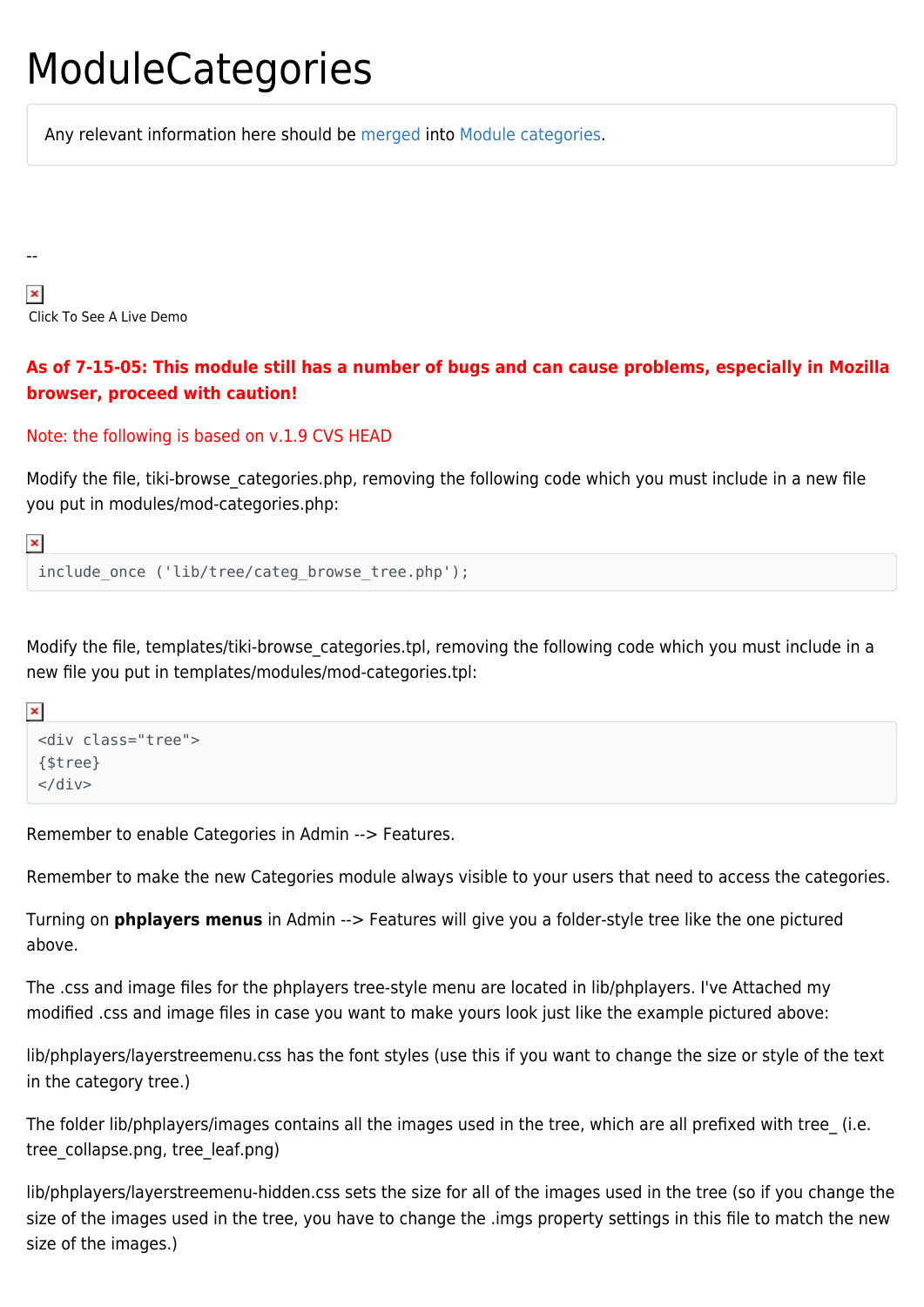# ModuleCategories

Any relevant information here should be merged into Module categories.

--

Click To See A Live Demo

**As of 7-15-05: This module still has a number of bugs and can cause problems, especially in Mozilla browser, proceed with caution!**

Note: the following is based on v.1.9 CVS HEAD

Modify the file, tiki-browse_categories.php, removing the following code which you must include in a new file you put in modules/mod-categories.php:

```
include_once ('lib/tree/categ_browse_tree.php');
```

Modify the file, templates/tiki-browse_categories.tpl, removing the following code which you must include in a new file you put in templates/modules/mod-categories.tpl:

```
<div class="tree">
{$tree}
</div>
```

Remember to enable Categories in Admin --> Features.

Remember to make the new Categories module always visible to your users that need to access the categories.

Turning on **phplayers menus** in Admin --> Features will give you a folder-style tree like the one pictured above.

The .css and image files for the phplayers tree-style menu are located in lib/phplayers. I've Attached my modified .css and image files in case you want to make yours look just like the example pictured above:

lib/phplayers/layerstreemenu.css has the font styles (use this if you want to change the size or style of the text in the category tree.)

The folder lib/phplayers/images contains all the images used in the tree, which are all prefixed with tree_ (i.e. tree_collapse.png, tree_leaf.png)

lib/phplayers/layerstreemenu-hidden.css sets the size for all of the images used in the tree (so if you change the size of the images used in the tree, you have to change the .imgs property settings in this file to match the new size of the images.)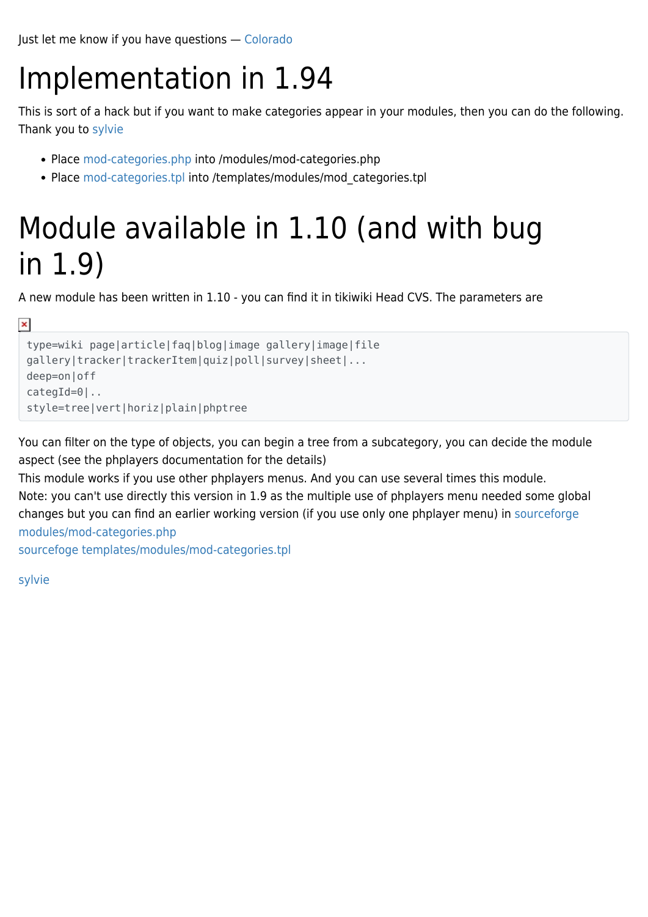Just let me know if you have questions — Colorado

# Implementation in 1.94

This is sort of a hack but if you want to make categories appear in your modules, then you can do the following. Thank you to sylvie

- Place mod-categories.php into /modules/mod-categories.php
- Place mod-categories.tpl into /templates/modules/mod_categories.tpl

# Module available in 1.10 (and with bug in 1.9)

A new module has been written in 1.10 - you can find it in tikiwiki Head CVS. The parameters are

```
type=wiki page|article|faq|blog|image gallery|image|file
gallery|tracker|trackerItem|quiz|poll|survey|sheet|...
deep=on|off
categId=0|..
style=tree|vert|horiz|plain|phptree
```

You can filter on the type of objects, you can begin a tree from a subcategory, you can decide the module aspect (see the phplayers documentation for the details)
This module works if you use other phplayers menus. And you can use several times this module.
Note: you can't use directly this version in 1.9 as the multiple use of phplayers menu needed some global changes but you can find an earlier working version (if you use only one phplayer menu) in sourceforge modules/mod-categories.php
sourcefoge templates/modules/mod-categories.tpl

sylvie